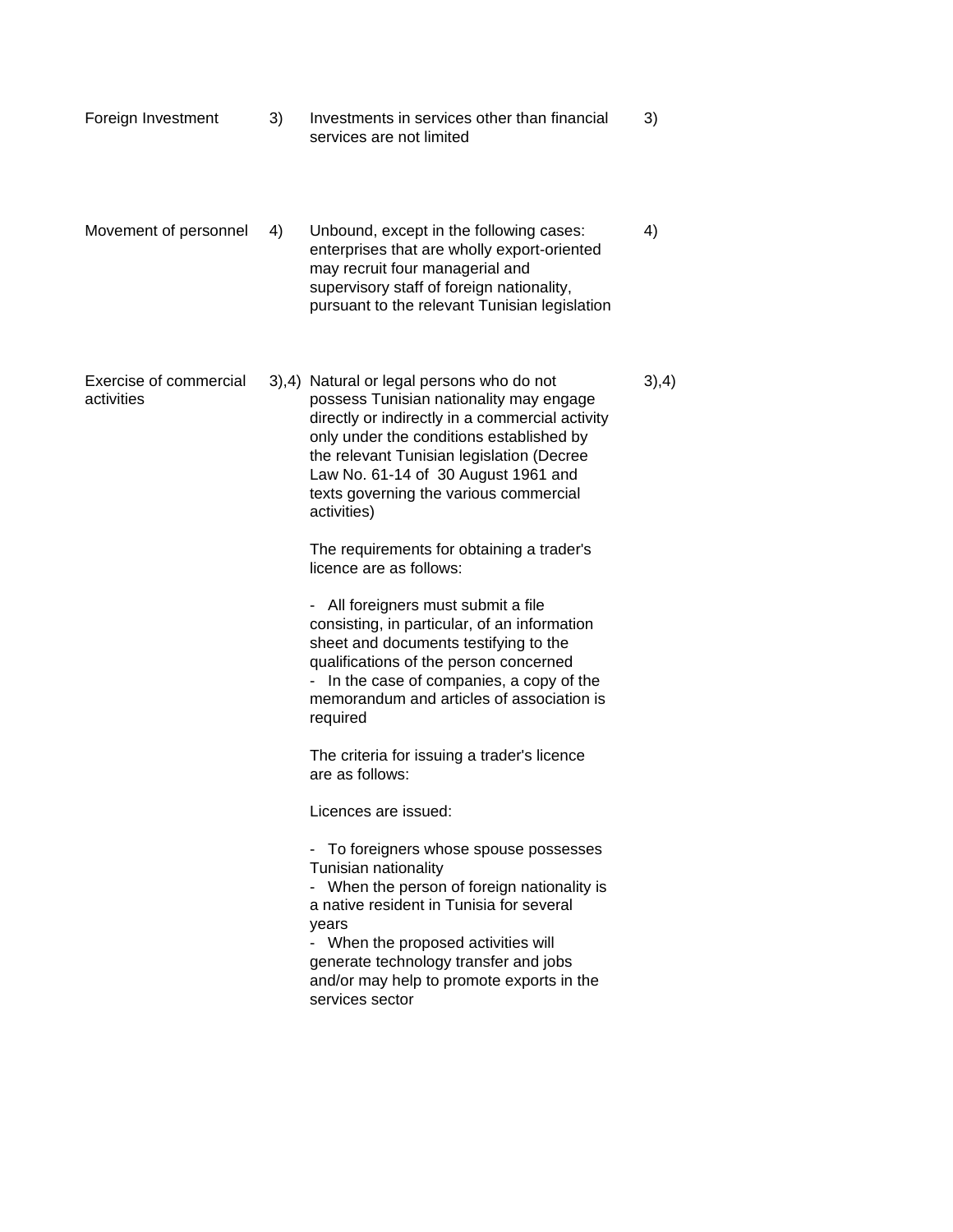| | | | |
|---|---|---|---|
| Foreign Investment | 3) | Investments in services other than financial services are not limited | 3) |
| Movement of personnel | 4) | Unbound, except in the following cases: enterprises that are wholly export-oriented may recruit four managerial and supervisory staff of foreign nationality, pursuant to the relevant Tunisian legislation | 4) |
| Exercise of commercial activities | 3),4) | Natural or legal persons who do not possess Tunisian nationality may engage directly or indirectly in a commercial activity only under the conditions established by the relevant Tunisian legislation (Decree Law No. 61-14 of 30 August 1961 and texts governing the various commercial activities)<br><br>The requirements for obtaining a trader's licence are as follows:<br><br>- All foreigners must submit a file consisting, in particular, of an information sheet and documents testifying to the qualifications of the person concerned<br>- In the case of companies, a copy of the memorandum and articles of association is required<br><br>The criteria for issuing a trader's licence are as follows:<br><br>Licences are issued:<br><br>- To foreigners whose spouse possesses Tunisian nationality<br>- When the person of foreign nationality is a native resident in Tunisia for several years<br>- When the proposed activities will generate technology transfer and jobs and/or may help to promote exports in the services sector | 3),4) |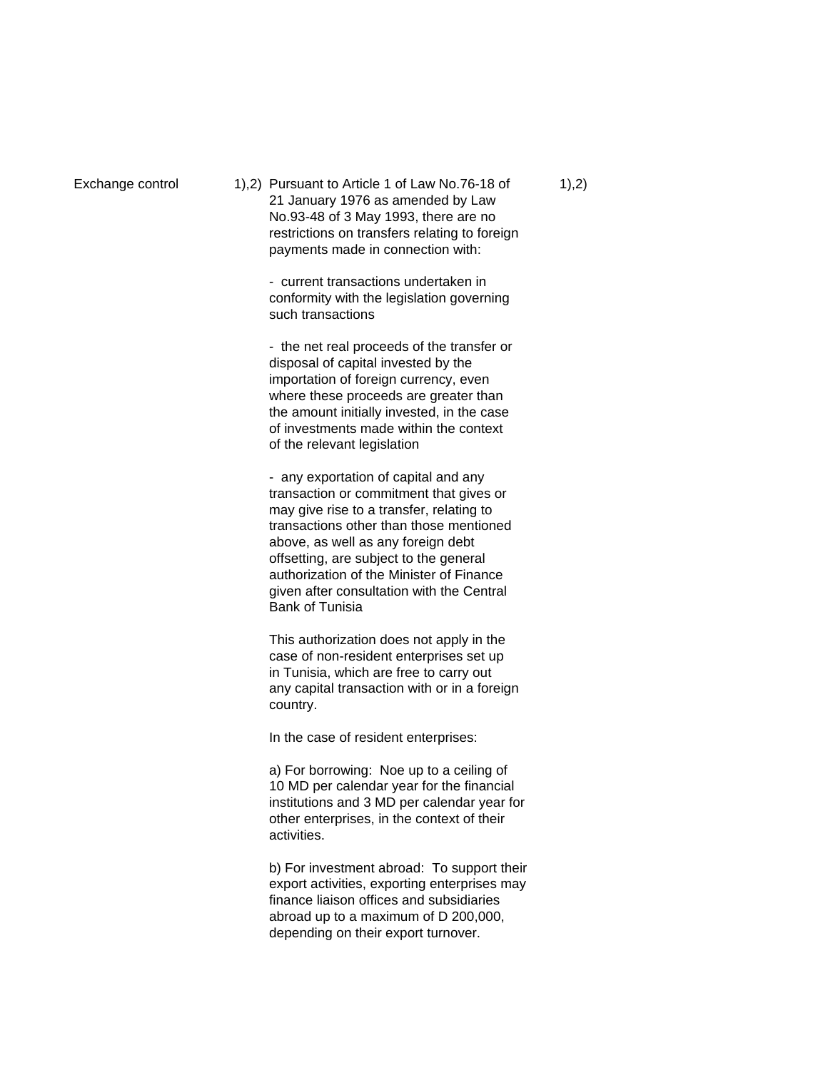| | | | |
|---|---|---|---|
| Exchange control | 1),2) | Pursuant to Article 1 of Law No.76-18 of 21 January 1976 as amended by Law No.93-48 of 3 May 1993, there are no restrictions on transfers relating to foreign payments made in connection with:<br><br>- current transactions undertaken in conformity with the legislation governing such transactions<br><br>- the net real proceeds of the transfer or disposal of capital invested by the importation of foreign currency, even where these proceeds are greater than the amount initially invested, in the case of investments made within the context of the relevant legislation<br><br>- any exportation of capital and any transaction or commitment that gives or may give rise to a transfer, relating to transactions other than those mentioned above, as well as any foreign debt offsetting, are subject to the general authorization of the Minister of Finance given after consultation with the Central Bank of Tunisia<br><br>This authorization does not apply in the case of non-resident enterprises set up in Tunisia, which are free to carry out any capital transaction with or in a foreign country.<br><br>In the case of resident enterprises:<br><br>a) For borrowing: Noe up to a ceiling of 10 MD per calendar year for the financial institutions and 3 MD per calendar year for other enterprises, in the context of their activities.<br><br>b) For investment abroad: To support their export activities, exporting enterprises may finance liaison offices and subsidiaries abroad up to a maximum of D 200,000, depending on their export turnover. | 1),2) |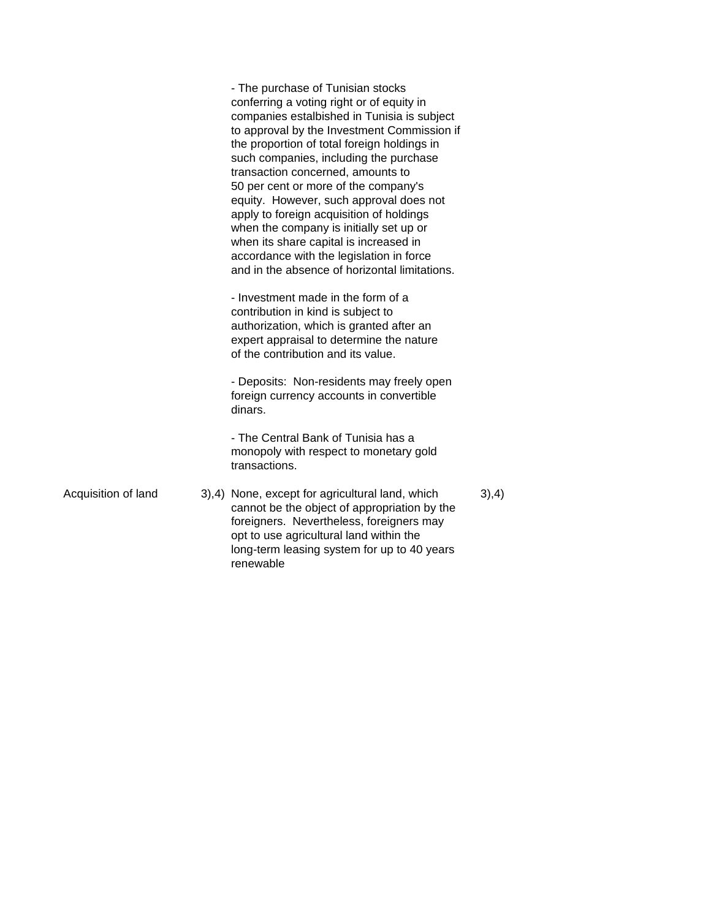| | | | | |
|---|---|---|---|---|
| | | - The purchase of Tunisian stocks conferring a voting right or of equity in companies estalbished in Tunisia is subject to approval by the Investment Commission if the proportion of total foreign holdings in such companies, including the purchase transaction concerned, amounts to 50 per cent or more of the company's equity. However, such approval does not apply to foreign acquisition of holdings when the company is initially set up or when its share capital is increased in accordance with the legislation in force and in the absence of horizontal limitations.<br><br>- Investment made in the form of a contribution in kind is subject to authorization, which is granted after an expert appraisal to determine the nature of the contribution and its value.<br><br>- Deposits: Non-residents may freely open foreign currency accounts in convertible dinars.<br><br>- The Central Bank of Tunisia has a monopoly with respect to monetary gold transactions. | | |
| Acquisition of land | 3),4) | None, except for agricultural land, which cannot be the object of appropriation by the foreigners. Nevertheless, foreigners may opt to use agricultural land within the long-term leasing system for up to 40 years renewable | 3),4) | |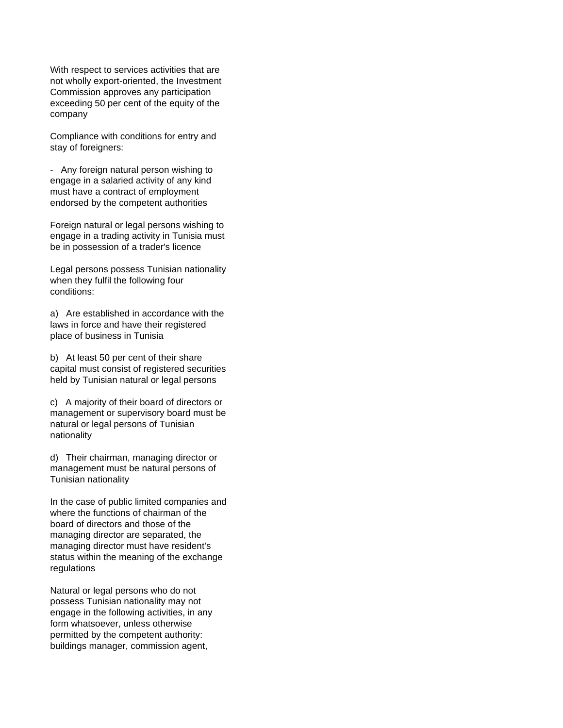With respect to services activities that are not wholly export-oriented, the Investment Commission approves any participation exceeding 50 per cent of the equity of the company

Compliance with conditions for entry and stay of foreigners:

- Any foreign natural person wishing to engage in a salaried activity of any kind must have a contract of employment endorsed by the competent authorities

Foreign natural or legal persons wishing to engage in a trading activity in Tunisia must be in possession of a trader's licence

Legal persons possess Tunisian nationality when they fulfil the following four conditions:

a) Are established in accordance with the laws in force and have their registered place of business in Tunisia

b) At least 50 per cent of their share capital must consist of registered securities held by Tunisian natural or legal persons

c) A majority of their board of directors or management or supervisory board must be natural or legal persons of Tunisian nationality

d) Their chairman, managing director or management must be natural persons of Tunisian nationality

In the case of public limited companies and where the functions of chairman of the board of directors and those of the managing director are separated, the managing director must have resident's status within the meaning of the exchange regulations

Natural or legal persons who do not possess Tunisian nationality may not engage in the following activities, in any form whatsoever, unless otherwise permitted by the competent authority: buildings manager, commission agent,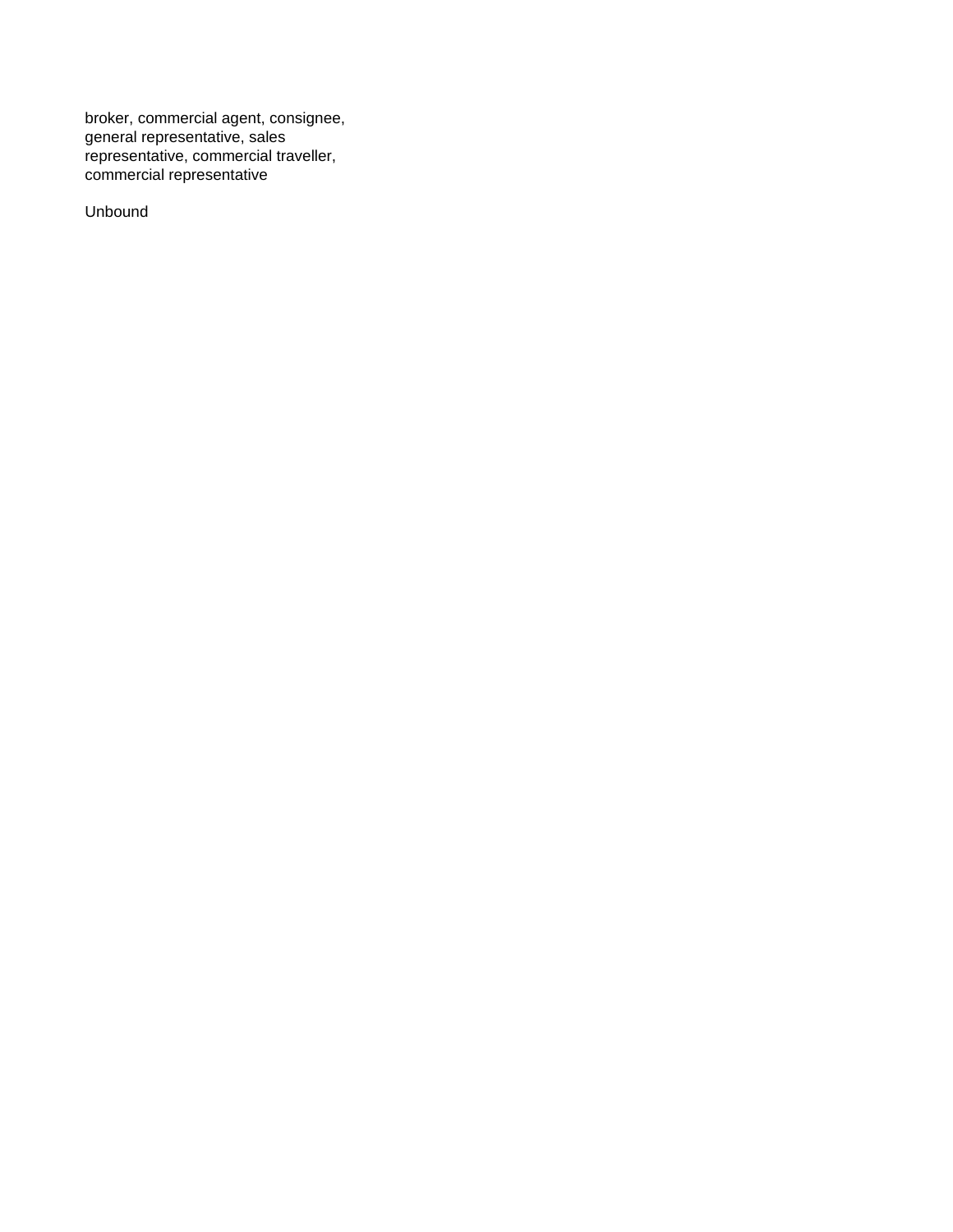broker, commercial agent, consignee, general representative, sales representative, commercial traveller, commercial representative

Unbound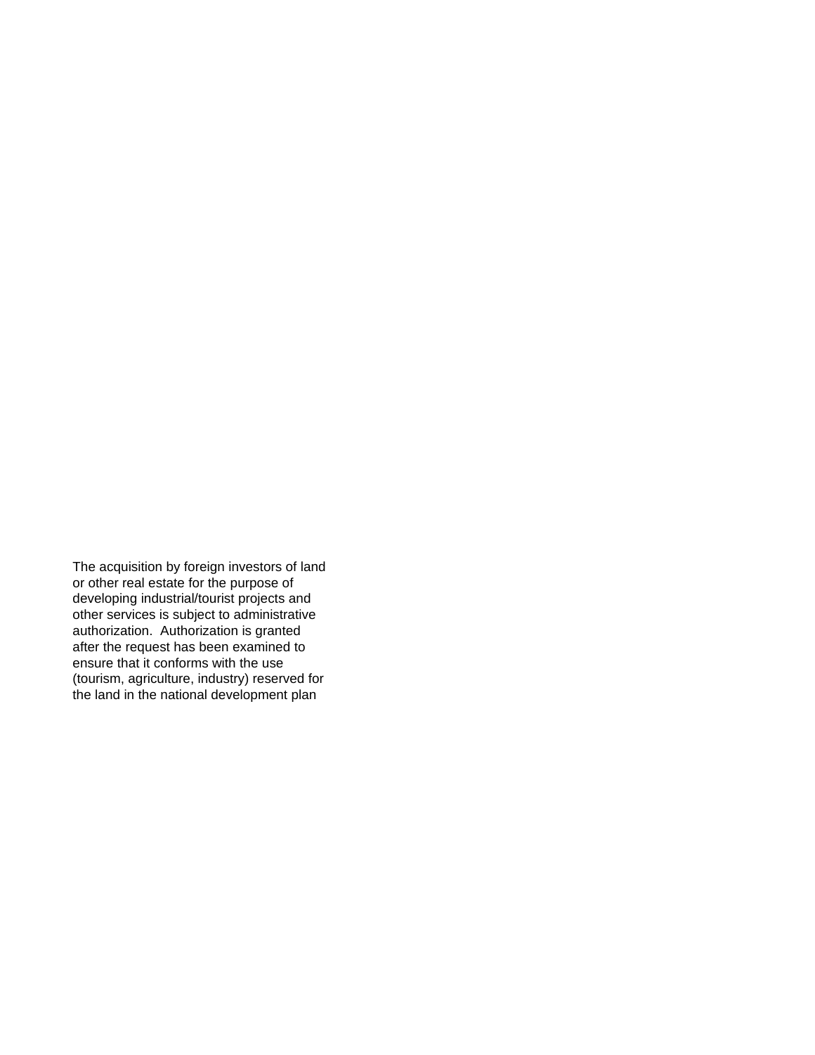The acquisition by foreign investors of land or other real estate for the purpose of developing industrial/tourist projects and other services is subject to administrative authorization.  Authorization is granted after the request has been examined to ensure that it conforms with the use (tourism, agriculture, industry) reserved for the land in the national development plan